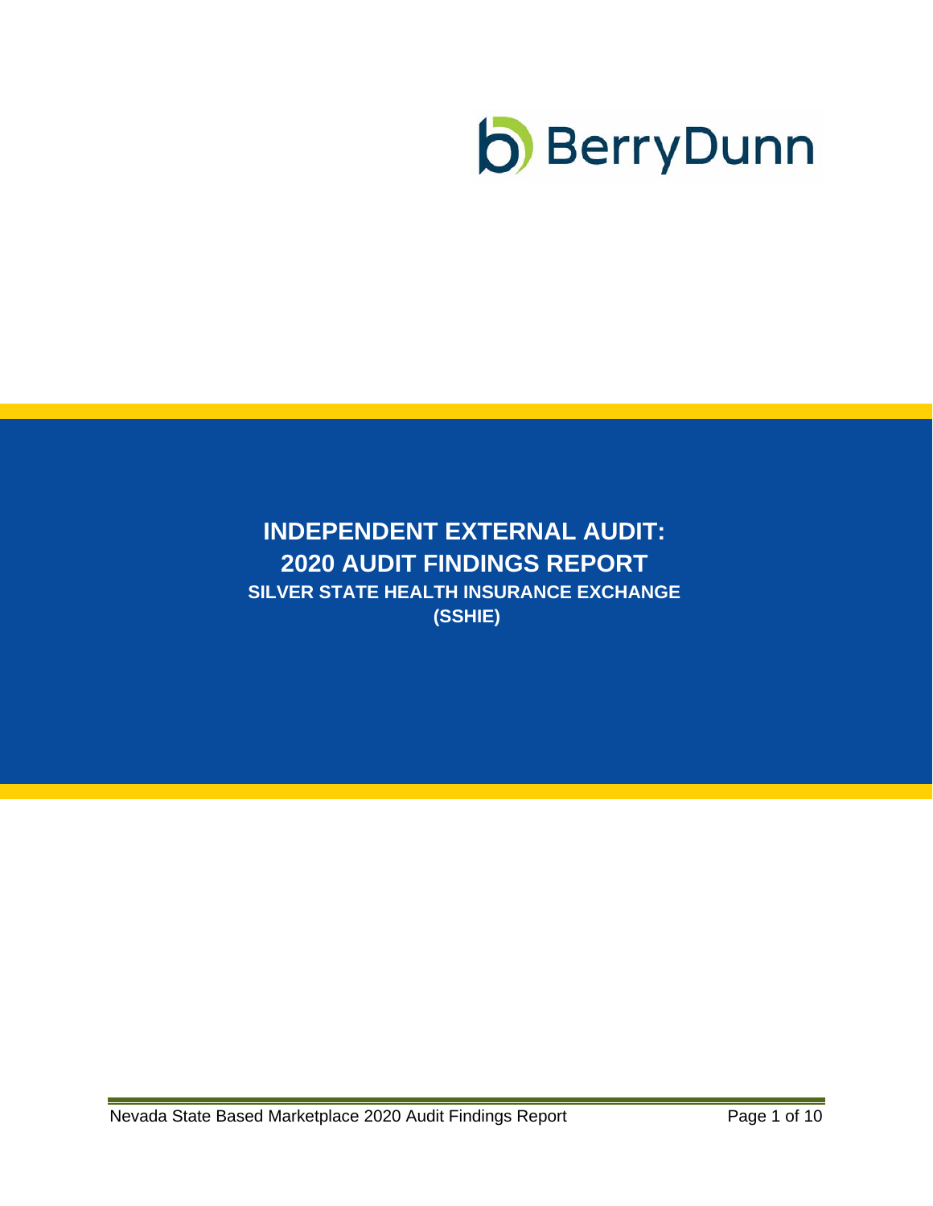BerryDunn

# INDEPENDENT EXTERNAL AUDIT: 2020 AUDIT FINDINGS REPORT

## SILVER STATE HEALTH INSURANCE EXCHANGE (SSHIE)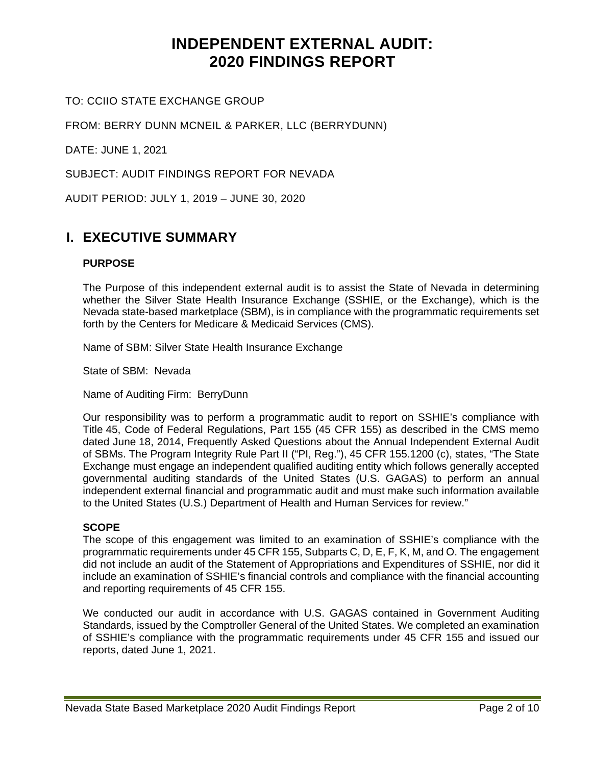# INDEPENDENT EXTERNAL AUDIT: 2020 FINDINGS REPORT

TO: CCIIO STATE EXCHANGE GROUP

FROM: BERRY DUNN MCNEIL & PARKER, LLC (BERRYDUNN)

DATE: JUNE 1, 2021

SUBJECT: AUDIT FINDINGS REPORT FOR NEVADA

AUDIT PERIOD: JULY 1, 2019 – JUNE 30, 2020

## I. EXECUTIVE SUMMARY

### PURPOSE

The Purpose of this independent external audit is to assist the State of Nevada in determining whether the Silver State Health Insurance Exchange (SSHIE, or the Exchange), which is the Nevada state-based marketplace (SBM), is in compliance with the programmatic requirements set forth by the Centers for Medicare & Medicaid Services (CMS).

Name of SBM: Silver State Health Insurance Exchange

State of SBM: Nevada

Name of Auditing Firm: BerryDunn

Our responsibility was to perform a programmatic audit to report on SSHIE's compliance with Title 45, Code of Federal Regulations, Part 155 (45 CFR 155) as described in the CMS memo dated June 18, 2014, Frequently Asked Questions about the Annual Independent External Audit of SBMs. The Program Integrity Rule Part II ("PI, Reg."), 45 CFR 155.1200 (c), states, "The State Exchange must engage an independent qualified auditing entity which follows generally accepted governmental auditing standards of the United States (U.S. GAGAS) to perform an annual independent external financial and programmatic audit and must make such information available to the United States (U.S.) Department of Health and Human Services for review."

### SCOPE

The scope of this engagement was limited to an examination of SSHIE's compliance with the programmatic requirements under 45 CFR 155, Subparts C, D, E, F, K, M, and O. The engagement did not include an audit of the Statement of Appropriations and Expenditures of SSHIE, nor did it include an examination of SSHIE's financial controls and compliance with the financial accounting and reporting requirements of 45 CFR 155.

We conducted our audit in accordance with U.S. GAGAS contained in Government Auditing Standards, issued by the Comptroller General of the United States. We completed an examination of SSHIE's compliance with the programmatic requirements under 45 CFR 155 and issued our reports, dated June 1, 2021.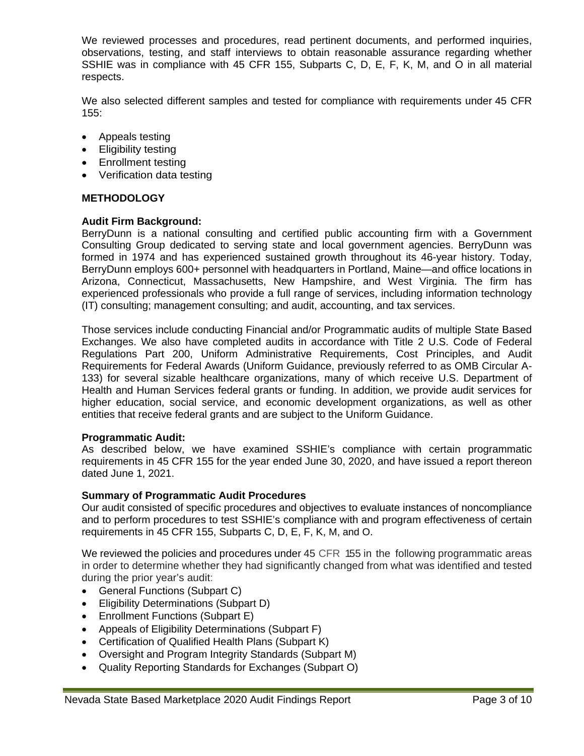We reviewed processes and procedures, read pertinent documents, and performed inquiries, observations, testing, and staff interviews to obtain reasonable assurance regarding whether SSHIE was in compliance with 45 CFR 155, Subparts C, D, E, F, K, M, and O in all material respects.

We also selected different samples and tested for compliance with requirements under 45 CFR 155:

- Appeals testing
- Eligibility testing
- Enrollment testing
- Verification data testing

## METHODOLOGY

**Audit Firm Background:**
BerryDunn is a national consulting and certified public accounting firm with a Government Consulting Group dedicated to serving state and local government agencies. BerryDunn was formed in 1974 and has experienced sustained growth throughout its 46-year history. Today, BerryDunn employs 600+ personnel with headquarters in Portland, Maine—and office locations in Arizona, Connecticut, Massachusetts, New Hampshire, and West Virginia. The firm has experienced professionals who provide a full range of services, including information technology (IT) consulting; management consulting; and audit, accounting, and tax services.

Those services include conducting Financial and/or Programmatic audits of multiple State Based Exchanges. We also have completed audits in accordance with Title 2 U.S. Code of Federal Regulations Part 200, Uniform Administrative Requirements, Cost Principles, and Audit Requirements for Federal Awards (Uniform Guidance, previously referred to as OMB Circular A-133) for several sizable healthcare organizations, many of which receive U.S. Department of Health and Human Services federal grants or funding. In addition, we provide audit services for higher education, social service, and economic development organizations, as well as other entities that receive federal grants and are subject to the Uniform Guidance.

**Programmatic Audit:**
As described below, we have examined SSHIE's compliance with certain programmatic requirements in 45 CFR 155 for the year ended June 30, 2020, and have issued a report thereon dated June 1, 2021.

**Summary of Programmatic Audit Procedures**
Our audit consisted of specific procedures and objectives to evaluate instances of noncompliance and to perform procedures to test SSHIE's compliance with and program effectiveness of certain requirements in 45 CFR 155, Subparts C, D, E, F, K, M, and O.

We reviewed the policies and procedures under 45 CFR 155 in the following programmatic areas in order to determine whether they had significantly changed from what was identified and tested during the prior year's audit:

- General Functions (Subpart C)
- Eligibility Determinations (Subpart D)
- Enrollment Functions (Subpart E)
- Appeals of Eligibility Determinations (Subpart F)
- Certification of Qualified Health Plans (Subpart K)
- Oversight and Program Integrity Standards (Subpart M)
- Quality Reporting Standards for Exchanges (Subpart O)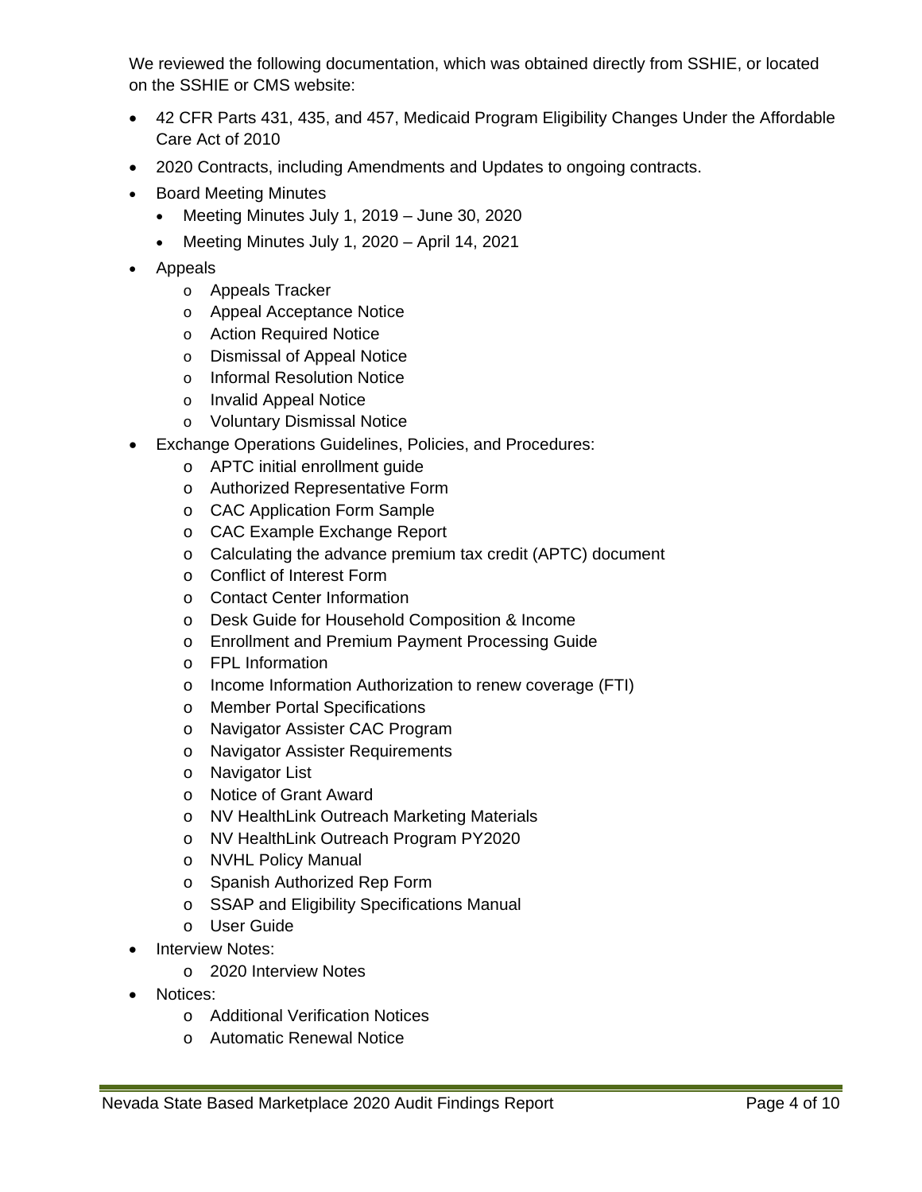We reviewed the following documentation, which was obtained directly from SSHIE, or located on the SSHIE or CMS website:

- 42 CFR Parts 431, 435, and 457, Medicaid Program Eligibility Changes Under the Affordable Care Act of 2010
- 2020 Contracts, including Amendments and Updates to ongoing contracts.
- Board Meeting Minutes
  - Meeting Minutes July 1, 2019 – June 30, 2020
  - Meeting Minutes July 1, 2020 – April 14, 2021
- Appeals
  - Appeals Tracker
  - Appeal Acceptance Notice
  - Action Required Notice
  - Dismissal of Appeal Notice
  - Informal Resolution Notice
  - Invalid Appeal Notice
  - Voluntary Dismissal Notice
- Exchange Operations Guidelines, Policies, and Procedures:
  - APTC initial enrollment guide
  - Authorized Representative Form
  - CAC Application Form Sample
  - CAC Example Exchange Report
  - Calculating the advance premium tax credit (APTC) document
  - Conflict of Interest Form
  - Contact Center Information
  - Desk Guide for Household Composition & Income
  - Enrollment and Premium Payment Processing Guide
  - FPL Information
  - Income Information Authorization to renew coverage (FTI)
  - Member Portal Specifications
  - Navigator Assister CAC Program
  - Navigator Assister Requirements
  - Navigator List
  - Notice of Grant Award
  - NV HealthLink Outreach Marketing Materials
  - NV HealthLink Outreach Program PY2020
  - NVHL Policy Manual
  - Spanish Authorized Rep Form
  - SSAP and Eligibility Specifications Manual
  - User Guide
- Interview Notes:
  - 2020 Interview Notes
- Notices:
  - Additional Verification Notices
  - Automatic Renewal Notice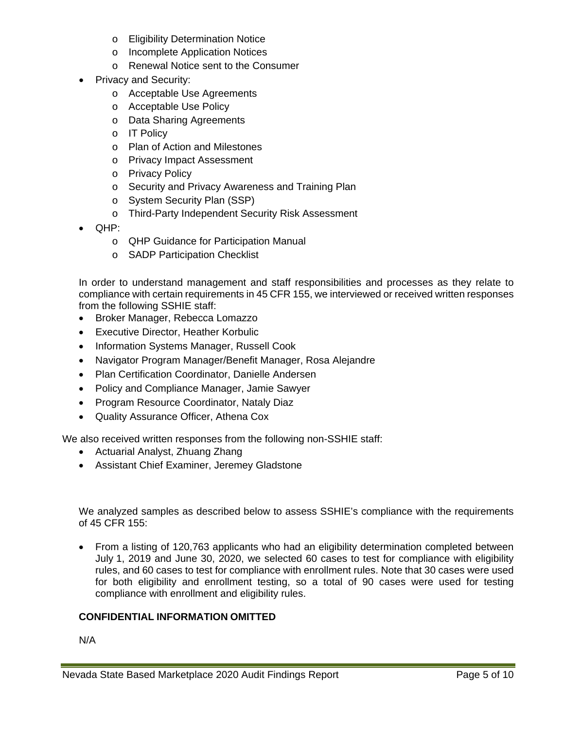- Eligibility Determination Notice
  - Incomplete Application Notices
  - Renewal Notice sent to the Consumer
- Privacy and Security:
  - Acceptable Use Agreements
  - Acceptable Use Policy
  - Data Sharing Agreements
  - IT Policy
  - Plan of Action and Milestones
  - Privacy Impact Assessment
  - Privacy Policy
  - Security and Privacy Awareness and Training Plan
  - System Security Plan (SSP)
  - Third-Party Independent Security Risk Assessment
- QHP:
  - QHP Guidance for Participation Manual
  - SADP Participation Checklist

In order to understand management and staff responsibilities and processes as they relate to compliance with certain requirements in 45 CFR 155, we interviewed or received written responses from the following SSHIE staff:

- Broker Manager, Rebecca Lomazzo
- Executive Director, Heather Korbulic
- Information Systems Manager, Russell Cook
- Navigator Program Manager/Benefit Manager, Rosa Alejandre
- Plan Certification Coordinator, Danielle Andersen
- Policy and Compliance Manager, Jamie Sawyer
- Program Resource Coordinator, Nataly Diaz
- Quality Assurance Officer, Athena Cox

We also received written responses from the following non-SSHIE staff:

- Actuarial Analyst, Zhuang Zhang
- Assistant Chief Examiner, Jeremey Gladstone

We analyzed samples as described below to assess SSHIE's compliance with the requirements of 45 CFR 155:

- From a listing of 120,763 applicants who had an eligibility determination completed between July 1, 2019 and June 30, 2020, we selected 60 cases to test for compliance with eligibility rules, and 60 cases to test for compliance with enrollment rules. Note that 30 cases were used for both eligibility and enrollment testing, so a total of 90 cases were used for testing compliance with enrollment and eligibility rules.

**CONFIDENTIAL INFORMATION OMITTED**

N/A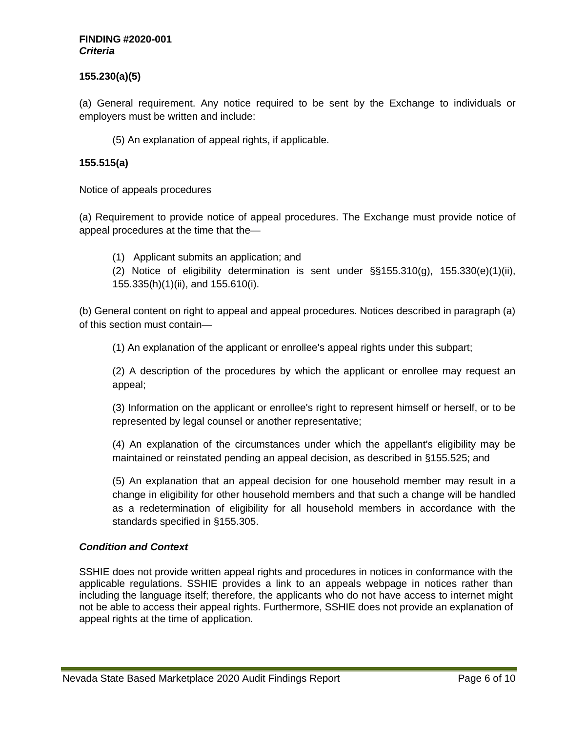**FINDING #2020-001**
***Criteria***

**155.230(a)(5)**

(a) General requirement. Any notice required to be sent by the Exchange to individuals or employers must be written and include:

> (5) An explanation of appeal rights, if applicable.

**155.515(a)**

Notice of appeals procedures

(a) Requirement to provide notice of appeal procedures. The Exchange must provide notice of appeal procedures at the time that the—

> (1) Applicant submits an application; and
>
> (2) Notice of eligibility determination is sent under §§155.310(g), 155.330(e)(1)(ii), 155.335(h)(1)(ii), and 155.610(i).

(b) General content on right to appeal and appeal procedures. Notices described in paragraph (a) of this section must contain—

> (1) An explanation of the applicant or enrollee's appeal rights under this subpart;
>
> (2) A description of the procedures by which the applicant or enrollee may request an appeal;
>
> (3) Information on the applicant or enrollee's right to represent himself or herself, or to be represented by legal counsel or another representative;
>
> (4) An explanation of the circumstances under which the appellant's eligibility may be maintained or reinstated pending an appeal decision, as described in §155.525; and
>
> (5) An explanation that an appeal decision for one household member may result in a change in eligibility for other household members and that such a change will be handled as a redetermination of eligibility for all household members in accordance with the standards specified in §155.305.

***Condition and Context***

SSHIE does not provide written appeal rights and procedures in notices in conformance with the applicable regulations. SSHIE provides a link to an appeals webpage in notices rather than including the language itself; therefore, the applicants who do not have access to internet might not be able to access their appeal rights. Furthermore, SSHIE does not provide an explanation of appeal rights at the time of application.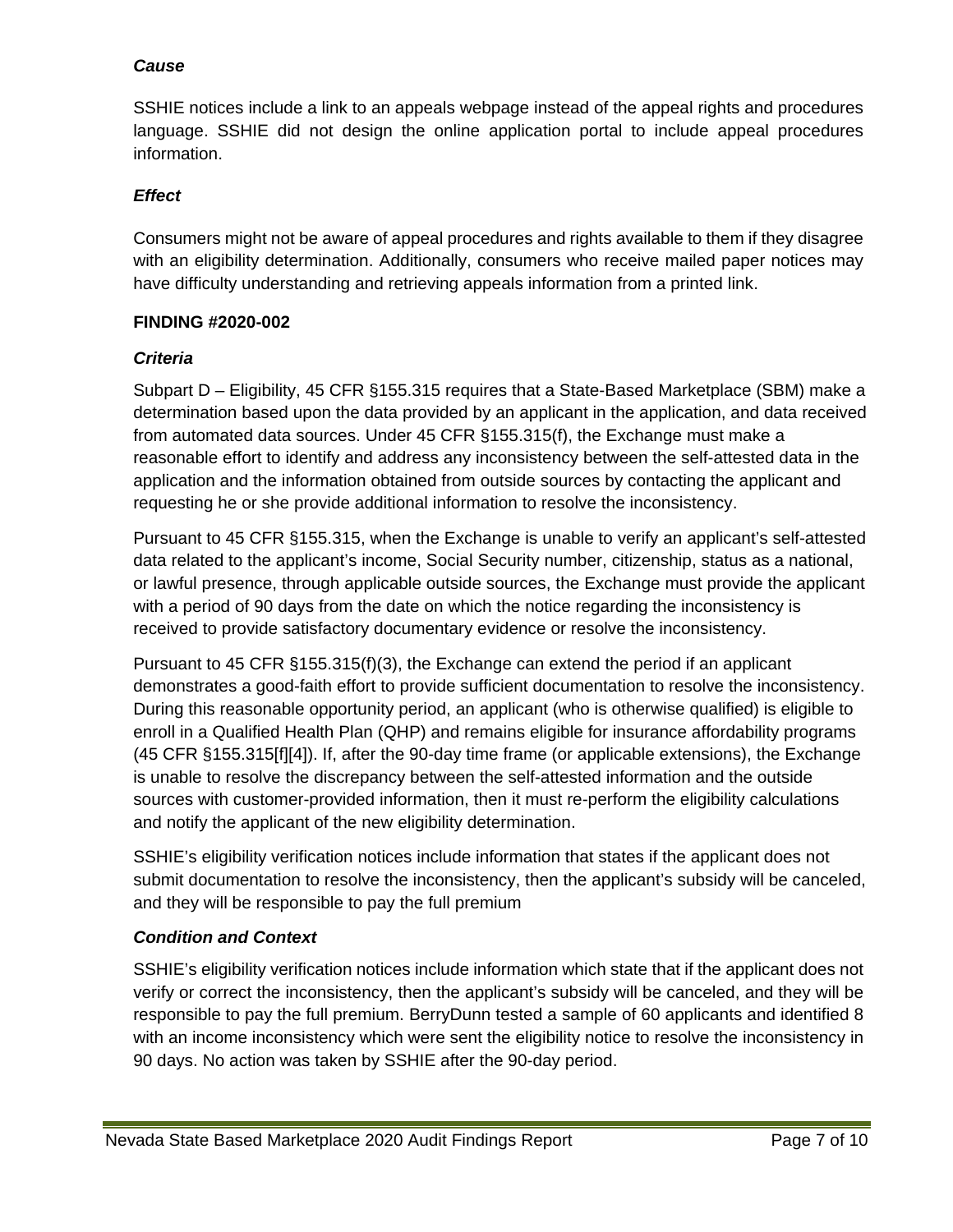### *Cause*

SSHIE notices include a link to an appeals webpage instead of the appeal rights and procedures language. SSHIE did not design the online application portal to include appeal procedures information.

### *Effect*

Consumers might not be aware of appeal procedures and rights available to them if they disagree with an eligibility determination. Additionally, consumers who receive mailed paper notices may have difficulty understanding and retrieving appeals information from a printed link.

## FINDING #2020-002

### *Criteria*

Subpart D – Eligibility, 45 CFR §155.315 requires that a State-Based Marketplace (SBM) make a determination based upon the data provided by an applicant in the application, and data received from automated data sources. Under 45 CFR §155.315(f), the Exchange must make a reasonable effort to identify and address any inconsistency between the self-attested data in the application and the information obtained from outside sources by contacting the applicant and requesting he or she provide additional information to resolve the inconsistency.

Pursuant to 45 CFR §155.315, when the Exchange is unable to verify an applicant's self-attested data related to the applicant's income, Social Security number, citizenship, status as a national, or lawful presence, through applicable outside sources, the Exchange must provide the applicant with a period of 90 days from the date on which the notice regarding the inconsistency is received to provide satisfactory documentary evidence or resolve the inconsistency.

Pursuant to 45 CFR §155.315(f)(3), the Exchange can extend the period if an applicant demonstrates a good-faith effort to provide sufficient documentation to resolve the inconsistency. During this reasonable opportunity period, an applicant (who is otherwise qualified) is eligible to enroll in a Qualified Health Plan (QHP) and remains eligible for insurance affordability programs (45 CFR §155.315[f][4]). If, after the 90-day time frame (or applicable extensions), the Exchange is unable to resolve the discrepancy between the self-attested information and the outside sources with customer-provided information, then it must re-perform the eligibility calculations and notify the applicant of the new eligibility determination.

SSHIE's eligibility verification notices include information that states if the applicant does not submit documentation to resolve the inconsistency, then the applicant's subsidy will be canceled, and they will be responsible to pay the full premium

### *Condition and Context*

SSHIE's eligibility verification notices include information which state that if the applicant does not verify or correct the inconsistency, then the applicant's subsidy will be canceled, and they will be responsible to pay the full premium. BerryDunn tested a sample of 60 applicants and identified 8 with an income inconsistency which were sent the eligibility notice to resolve the inconsistency in 90 days. No action was taken by SSHIE after the 90-day period.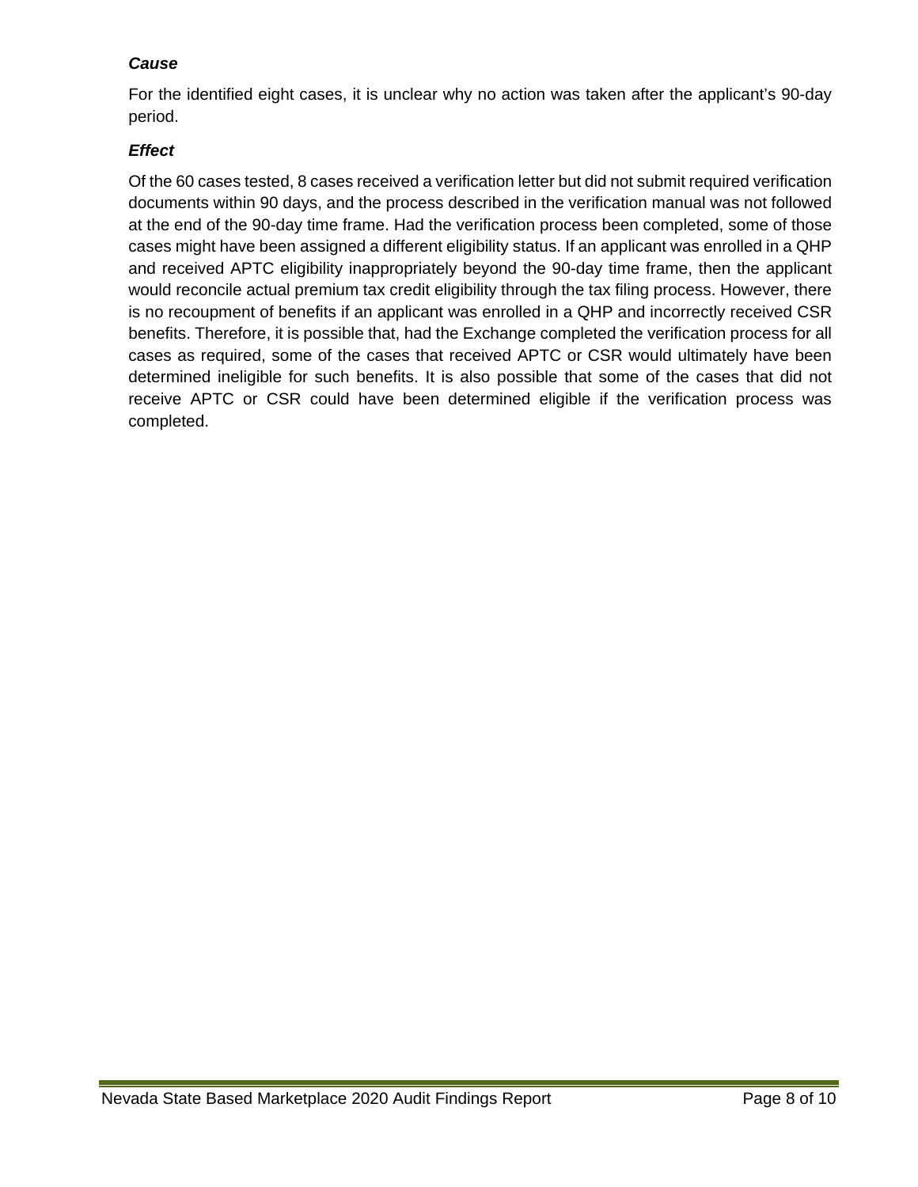***Cause***

For the identified eight cases, it is unclear why no action was taken after the applicant's 90-day period.

***Effect***

Of the 60 cases tested, 8 cases received a verification letter but did not submit required verification documents within 90 days, and the process described in the verification manual was not followed at the end of the 90-day time frame. Had the verification process been completed, some of those cases might have been assigned a different eligibility status. If an applicant was enrolled in a QHP and received APTC eligibility inappropriately beyond the 90-day time frame, then the applicant would reconcile actual premium tax credit eligibility through the tax filing process. However, there is no recoupment of benefits if an applicant was enrolled in a QHP and incorrectly received CSR benefits. Therefore, it is possible that, had the Exchange completed the verification process for all cases as required, some of the cases that received APTC or CSR would ultimately have been determined ineligible for such benefits. It is also possible that some of the cases that did not receive APTC or CSR could have been determined eligible if the verification process was completed.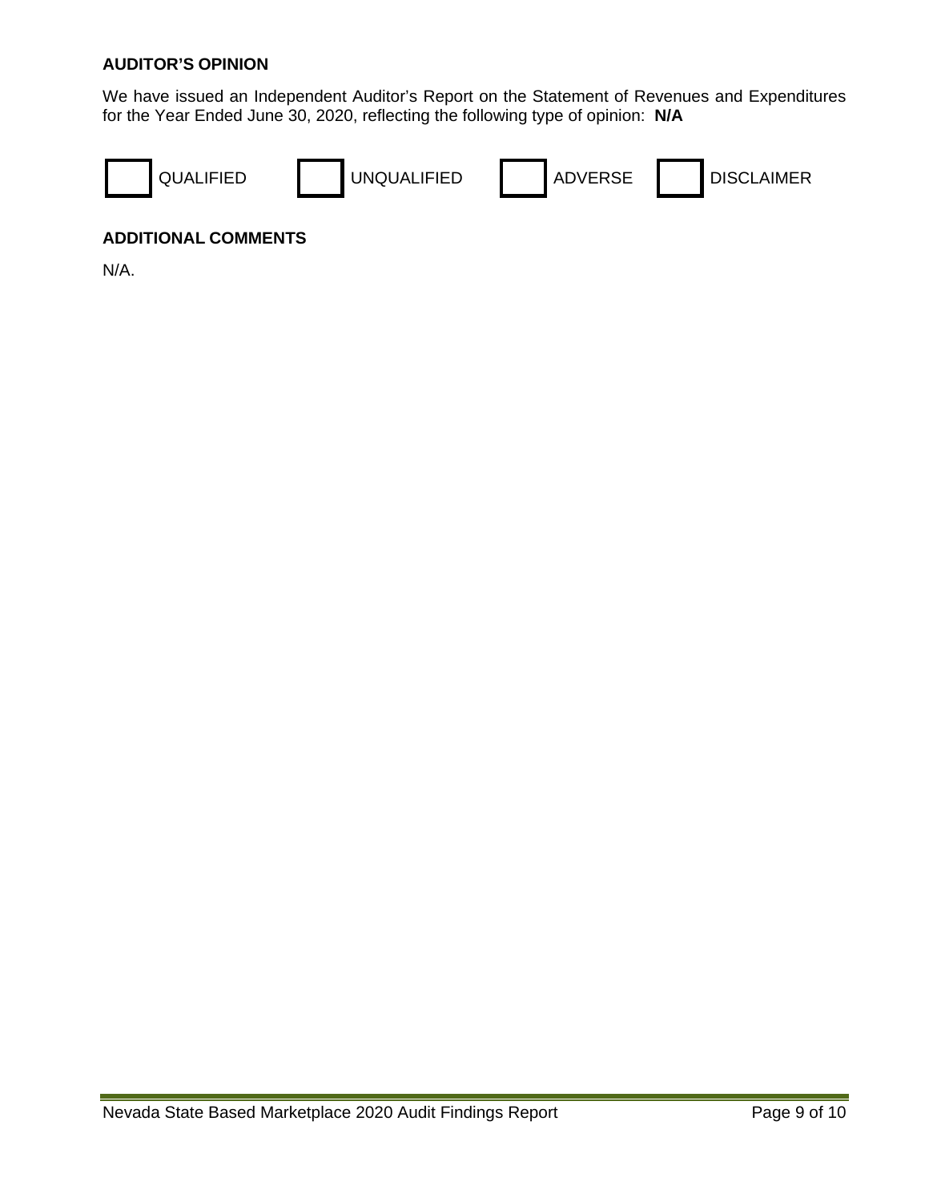**AUDITOR'S OPINION**

We have issued an Independent Auditor's Report on the Statement of Revenues and Expenditures for the Year Ended June 30, 2020, reflecting the following type of opinion: **N/A**

☐ QUALIFIED ☐ UNQUALIFIED ☐ ADVERSE ☐ DISCLAIMER

**ADDITIONAL COMMENTS**

N/A.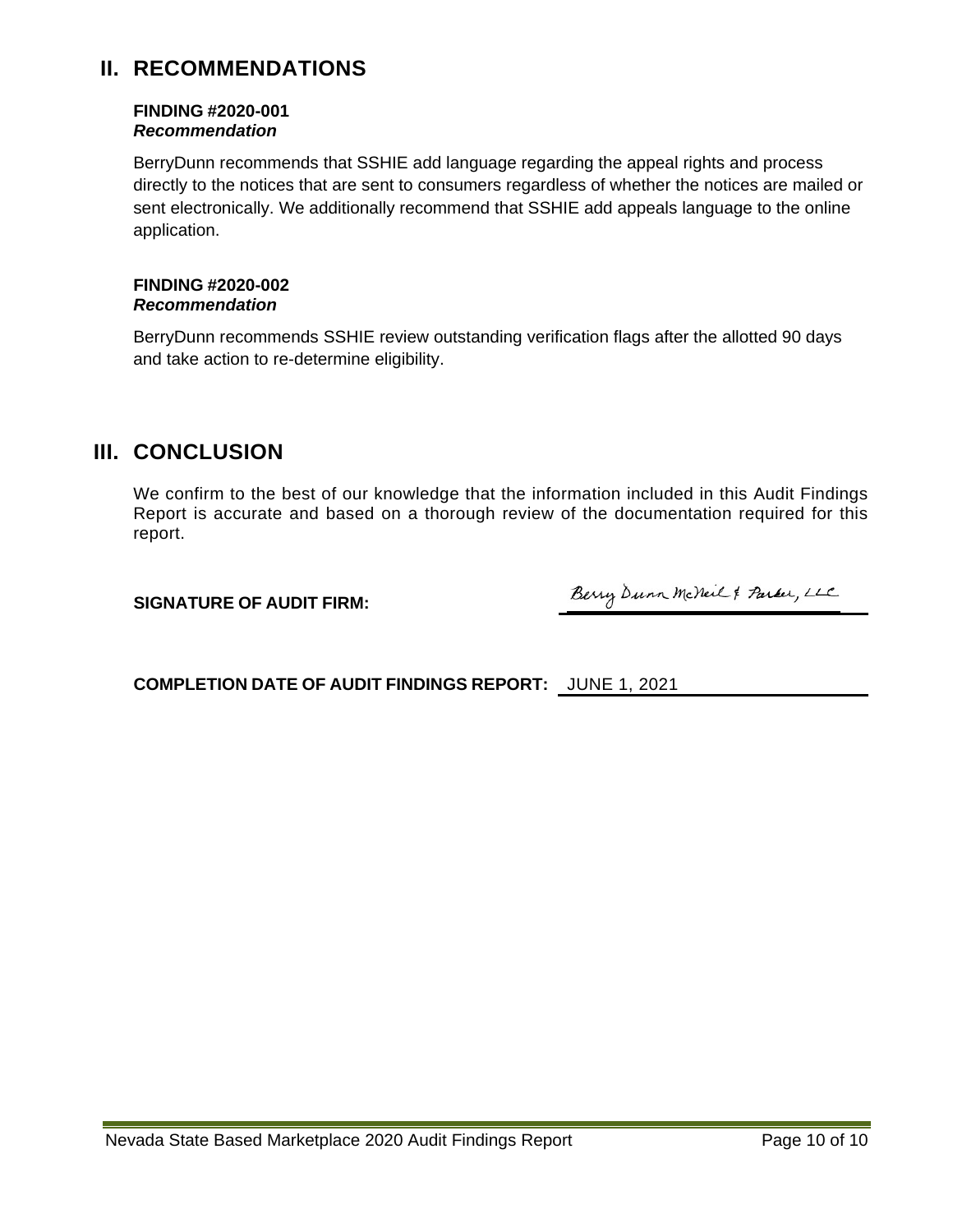## II. RECOMMENDATIONS

**FINDING #2020-001**
***Recommendation***

BerryDunn recommends that SSHIE add language regarding the appeal rights and process directly to the notices that are sent to consumers regardless of whether the notices are mailed or sent electronically. We additionally recommend that SSHIE add appeals language to the online application.

**FINDING #2020-002**
***Recommendation***

BerryDunn recommends SSHIE review outstanding verification flags after the allotted 90 days and take action to re-determine eligibility.

## III. CONCLUSION

We confirm to the best of our knowledge that the information included in this Audit Findings Report is accurate and based on a thorough review of the documentation required for this report.

**SIGNATURE OF AUDIT FIRM:** Berry Dunn McNeil & Parker, LLC

**COMPLETION DATE OF AUDIT FINDINGS REPORT:** JUNE 1, 2021